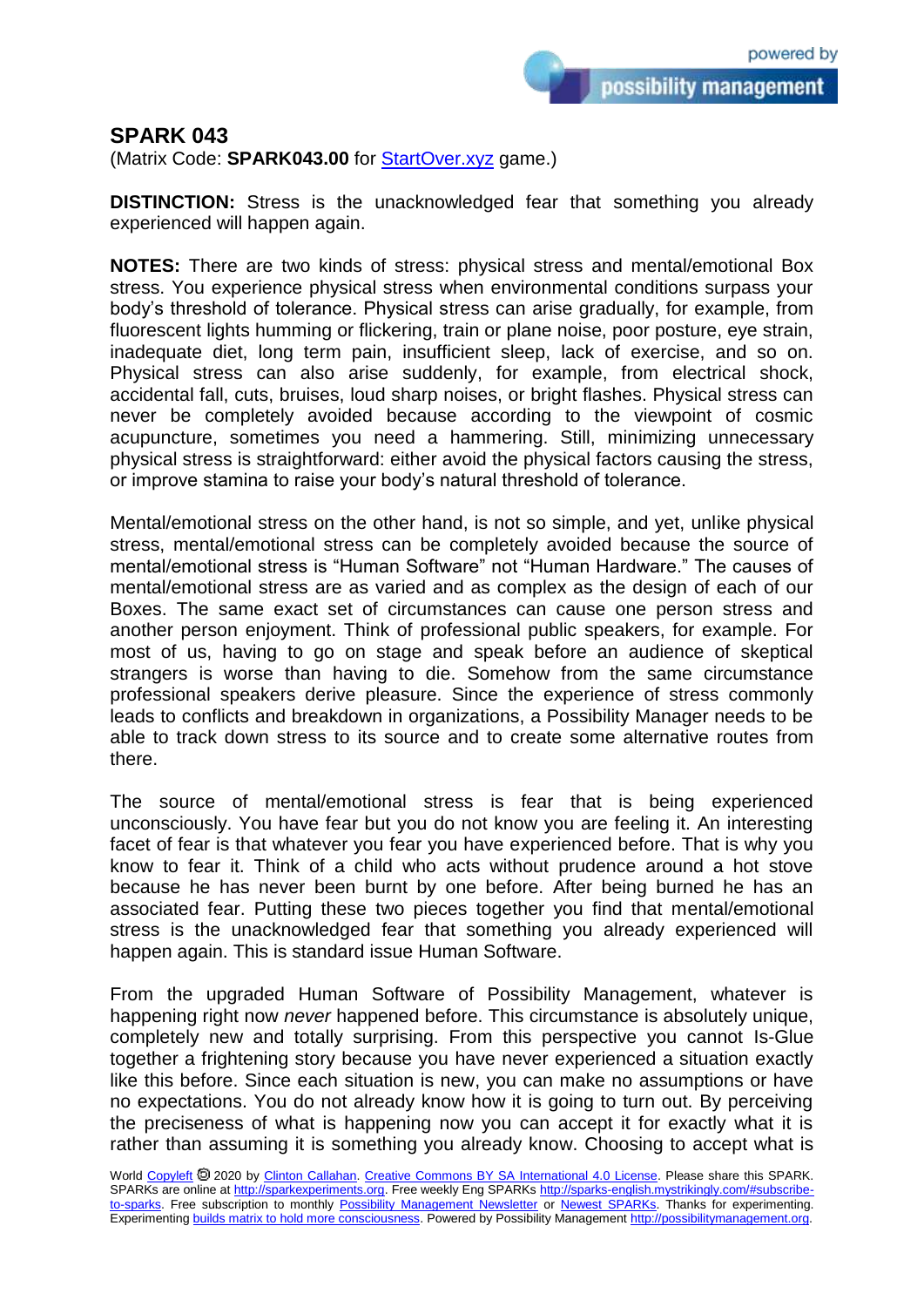## SPARK 043

(Matrix Code: **SPARK043.00** for StartOver.xyz game.)

**DISTINCTION:** Stress is the unacknowledged fear that something you already experienced will happen again.

**NOTES:** There are two kinds of stress: physical stress and mental/emotional Box stress. You experience physical stress when environmental conditions surpass your body's threshold of tolerance. Physical stress can arise gradually, for example, from fluorescent lights humming or flickering, train or plane noise, poor posture, eye strain, inadequate diet, long term pain, insufficient sleep, lack of exercise, and so on. Physical stress can also arise suddenly, for example, from electrical shock, accidental fall, cuts, bruises, loud sharp noises, or bright flashes. Physical stress can never be completely avoided because according to the viewpoint of cosmic acupuncture, sometimes you need a hammering. Still, minimizing unnecessary physical stress is straightforward: either avoid the physical factors causing the stress, or improve stamina to raise your body's natural threshold of tolerance.

Mental/emotional stress on the other hand, is not so simple, and yet, unlike physical stress, mental/emotional stress can be completely avoided because the source of mental/emotional stress is "Human Software" not "Human Hardware." The causes of mental/emotional stress are as varied and as complex as the design of each of our Boxes. The same exact set of circumstances can cause one person stress and another person enjoyment. Think of professional public speakers, for example. For most of us, having to go on stage and speak before an audience of skeptical strangers is worse than having to die. Somehow from the same circumstance professional speakers derive pleasure. Since the experience of stress commonly leads to conflicts and breakdown in organizations, a Possibility Manager needs to be able to track down stress to its source and to create some alternative routes from there.

The source of mental/emotional stress is fear that is being experienced unconsciously. You have fear but you do not know you are feeling it. An interesting facet of fear is that whatever you fear you have experienced before. That is why you know to fear it. Think of a child who acts without prudence around a hot stove because he has never been burnt by one before. After being burned he has an associated fear. Putting these two pieces together you find that mental/emotional stress is the unacknowledged fear that something you already experienced will happen again. This is standard issue Human Software.

From the upgraded Human Software of Possibility Management, whatever is happening right now *never* happened before. This circumstance is absolutely unique, completely new and totally surprising. From this perspective you cannot Is-Glue together a frightening story because you have never experienced a situation exactly like this before. Since each situation is new, you can make no assumptions or have no expectations. You do not already know how it is going to turn out. By perceiving the preciseness of what is happening now you can accept it for exactly what it is rather than assuming it is something you already know. Choosing to accept what is

World Copyleft 🄯 2020 by Clinton Callahan. Creative Commons BY SA International 4.0 License. Please share this SPARK. SPARKs are online at http://sparkexperiments.org. Free weekly Eng SPARKs http://sparks-english.mystrikingly.com/#subscribe-to-sparks. Free subscription to monthly Possibility Management Newsletter or Newest SPARKs. Thanks for experimenting. Experimenting builds matrix to hold more consciousness. Powered by Possibility Management http://possibilitymanagement.org.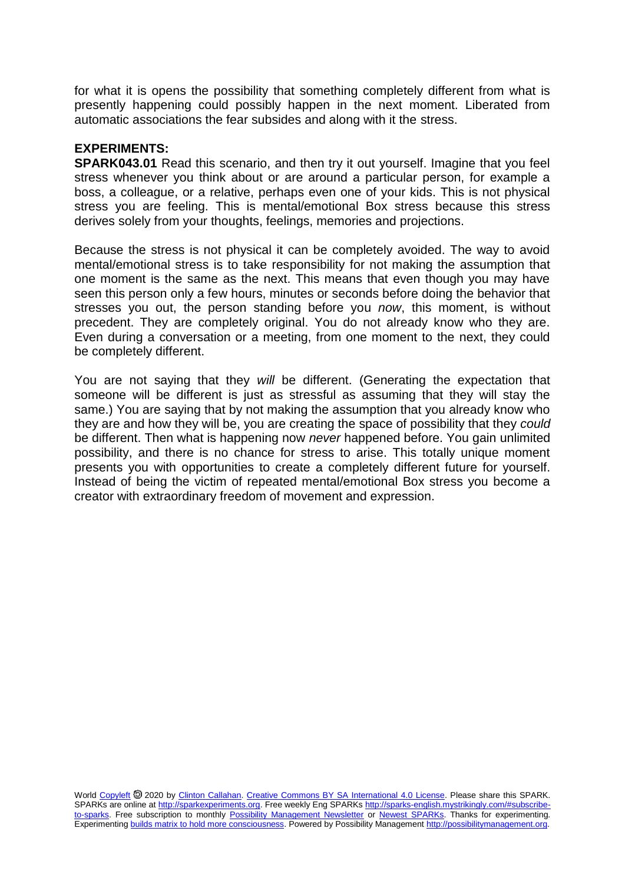for what it is opens the possibility that something completely different from what is presently happening could possibly happen in the next moment. Liberated from automatic associations the fear subsides and along with it the stress.

**EXPERIMENTS:**

**SPARK043.01** Read this scenario, and then try it out yourself. Imagine that you feel stress whenever you think about or are around a particular person, for example a boss, a colleague, or a relative, perhaps even one of your kids. This is not physical stress you are feeling. This is mental/emotional Box stress because this stress derives solely from your thoughts, feelings, memories and projections.

Because the stress is not physical it can be completely avoided. The way to avoid mental/emotional stress is to take responsibility for not making the assumption that one moment is the same as the next. This means that even though you may have seen this person only a few hours, minutes or seconds before doing the behavior that stresses you out, the person standing before you *now*, this moment, is without precedent. They are completely original. You do not already know who they are. Even during a conversation or a meeting, from one moment to the next, they could be completely different.

You are not saying that they *will* be different. (Generating the expectation that someone will be different is just as stressful as assuming that they will stay the same.) You are saying that by not making the assumption that you already know who they are and how they will be, you are creating the space of possibility that they *could* be different. Then what is happening now *never* happened before. You gain unlimited possibility, and there is no chance for stress to arise. This totally unique moment presents you with opportunities to create a completely different future for yourself. Instead of being the victim of repeated mental/emotional Box stress you become a creator with extraordinary freedom of movement and expression.